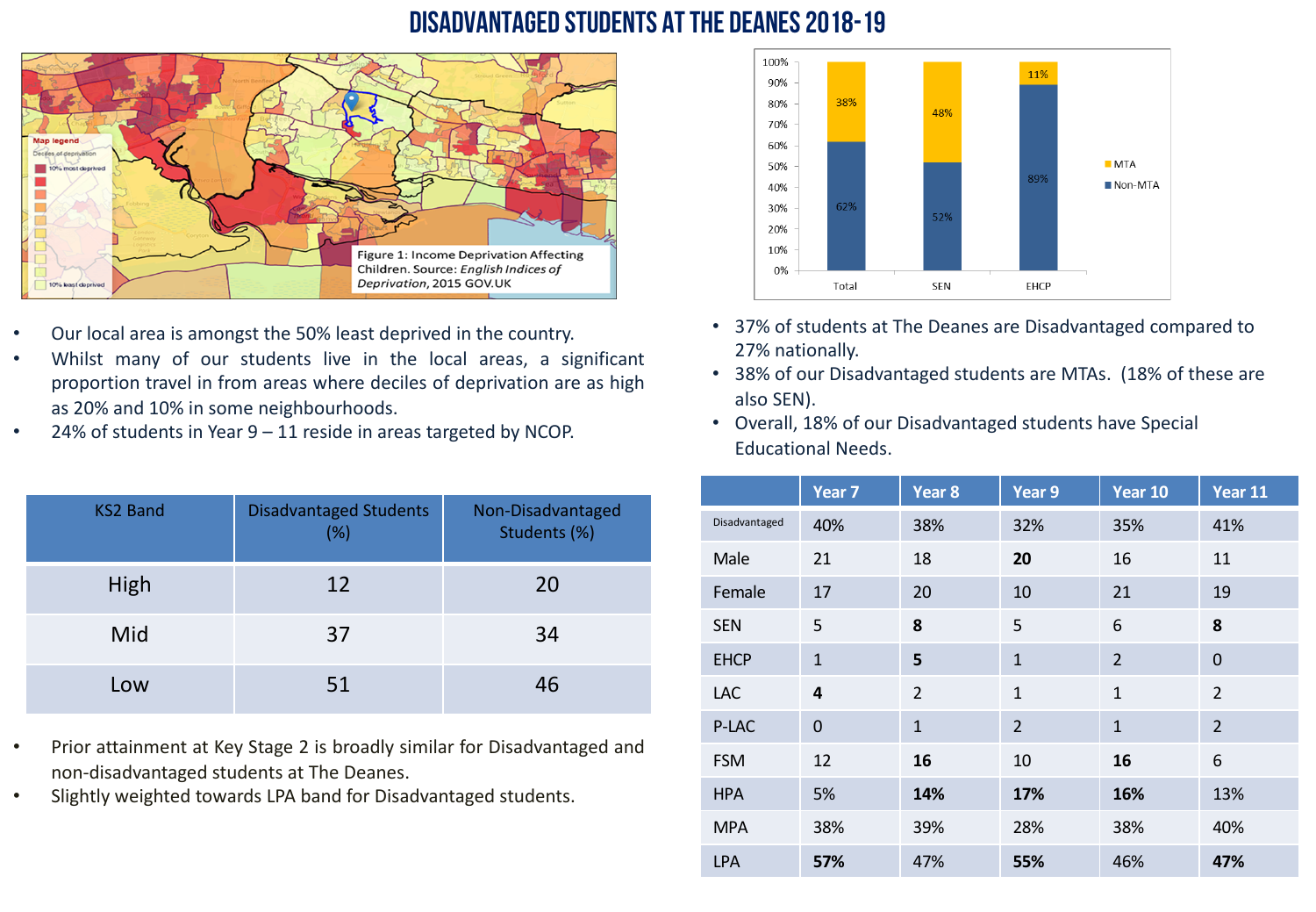# DISADVANTAGED STUDENTS AT THE DEANES 2018-19

Figure 1: Income Deprivation Affecting Children. Source: *English Indices of Deprivation*, 2015 GOV.UK

- Our local area is amongst the 50% least deprived in the country.
- Whilst many of our students live in the local areas, a significant proportion travel in from areas where deciles of deprivation are as high as 20% and 10% in some neighbourhoods.
- 24% of students in Year 9 – 11 reside in areas targeted by NCOP.

| KS2 Band | Disadvantaged Students (%) | Non-Disadvantaged Students (%) |
|---|---|---|
| High | 12 | 20 |
| Mid | 37 | 34 |
| Low | 51 | 46 |

- Prior attainment at Key Stage 2 is broadly similar for Disadvantaged and non-disadvantaged students at The Deanes.
- Slightly weighted towards LPA band for Disadvantaged students.

| | Total | SEN | EHCP |
|---|---|---|---|
| MTA | 38% | 48% | 11% |
| Non-MTA | 62% | 52% | 89% |

- 37% of students at The Deanes are Disadvantaged compared to 27% nationally.
- 38% of our Disadvantaged students are MTAs. (18% of these are also SEN).
- Overall, 18% of our Disadvantaged students have Special Educational Needs.

| | Year 7 | Year 8 | Year 9 | Year 10 | Year 11 |
|---|---|---|---|---|---|
| Disadvantaged | 40% | 38% | 32% | 35% | 41% |
| Male | 21 | 18 | **20** | 16 | 11 |
| Female | 17 | 20 | 10 | 21 | 19 |
| SEN | 5 | **8** | 5 | 6 | **8** |
| EHCP | 1 | **5** | 1 | 2 | 0 |
| LAC | **4** | 2 | 1 | 1 | 2 |
| P-LAC | 0 | 1 | 2 | 1 | 2 |
| FSM | 12 | **16** | 10 | **16** | 6 |
| HPA | 5% | **14%** | **17%** | **16%** | 13% |
| MPA | 38% | 39% | 28% | 38% | 40% |
| LPA | **57%** | 47% | **55%** | 46% | **47%** |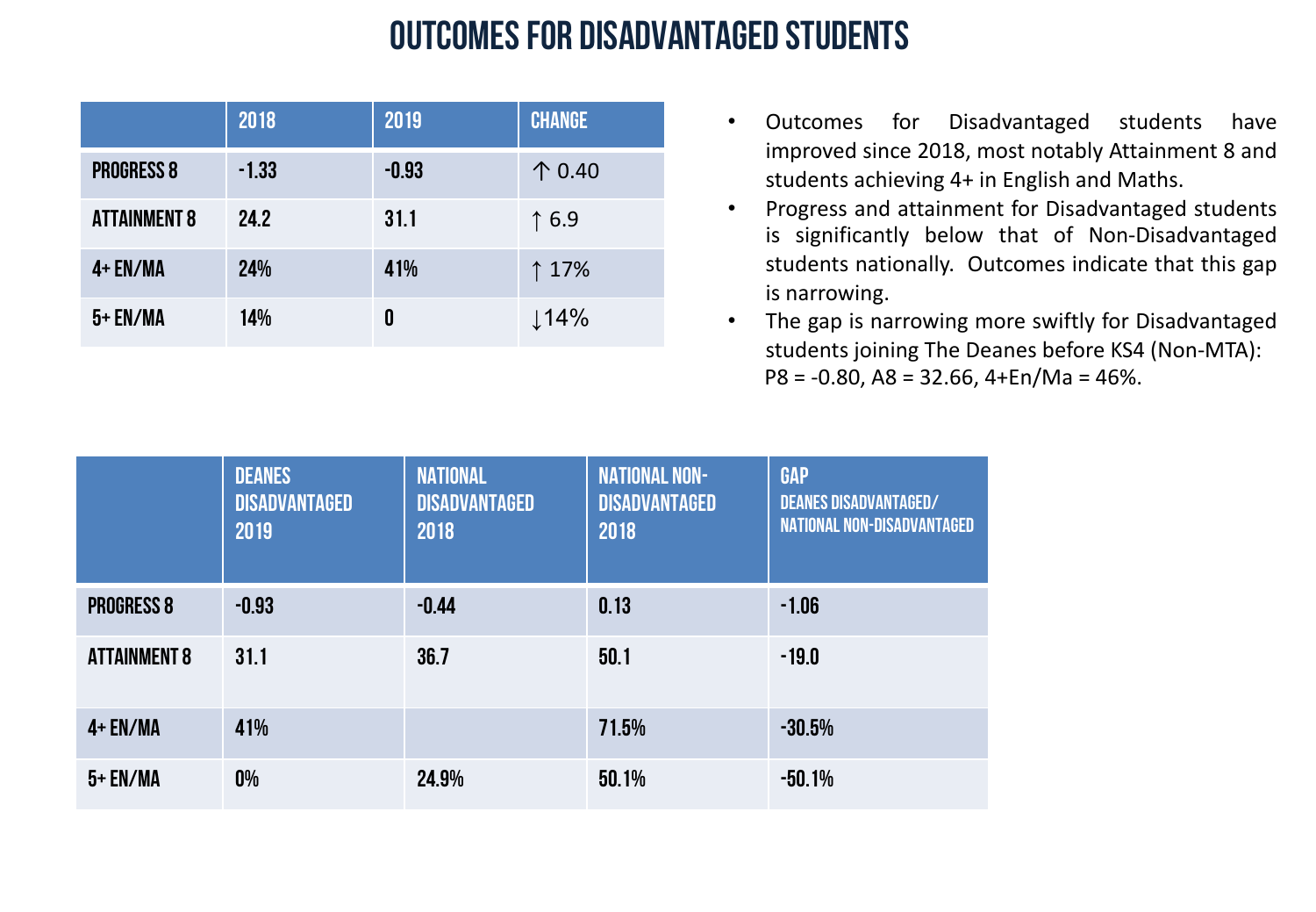# OUTCOMES FOR DISADVANTAGED STUDENTS

| | 2018 | 2019 | CHANGE |
|---|---|---|---|
| PROGRESS 8 | -1.33 | -0.93 | ↑ 0.40 |
| ATTAINMENT 8 | 24.2 | 31.1 | ↑ 6.9 |
| 4+ EN/MA | 24% | 41% | ↑ 17% |
| 5+ EN/MA | 14% | 0 | ↓14% |

- Outcomes for Disadvantaged students have improved since 2018, most notably Attainment 8 and students achieving 4+ in English and Maths.
- Progress and attainment for Disadvantaged students is significantly below that of Non-Disadvantaged students nationally. Outcomes indicate that this gap is narrowing.
- The gap is narrowing more swiftly for Disadvantaged students joining The Deanes before KS4 (Non-MTA): P8 = -0.80, A8 = 32.66, 4+En/Ma = 46%.

| | DEANES DISADVANTAGED 2019 | NATIONAL DISADVANTAGED 2018 | NATIONAL NON-DISADVANTAGED 2018 | GAP DEANES DISADVANTAGED/ NATIONAL NON-DISADVANTAGED |
|---|---|---|---|---|
| PROGRESS 8 | -0.93 | -0.44 | 0.13 | -1.06 |
| ATTAINMENT 8 | 31.1 | 36.7 | 50.1 | -19.0 |
| 4+ EN/MA | 41% | | 71.5% | -30.5% |
| 5+ EN/MA | 0% | 24.9% | 50.1% | -50.1% |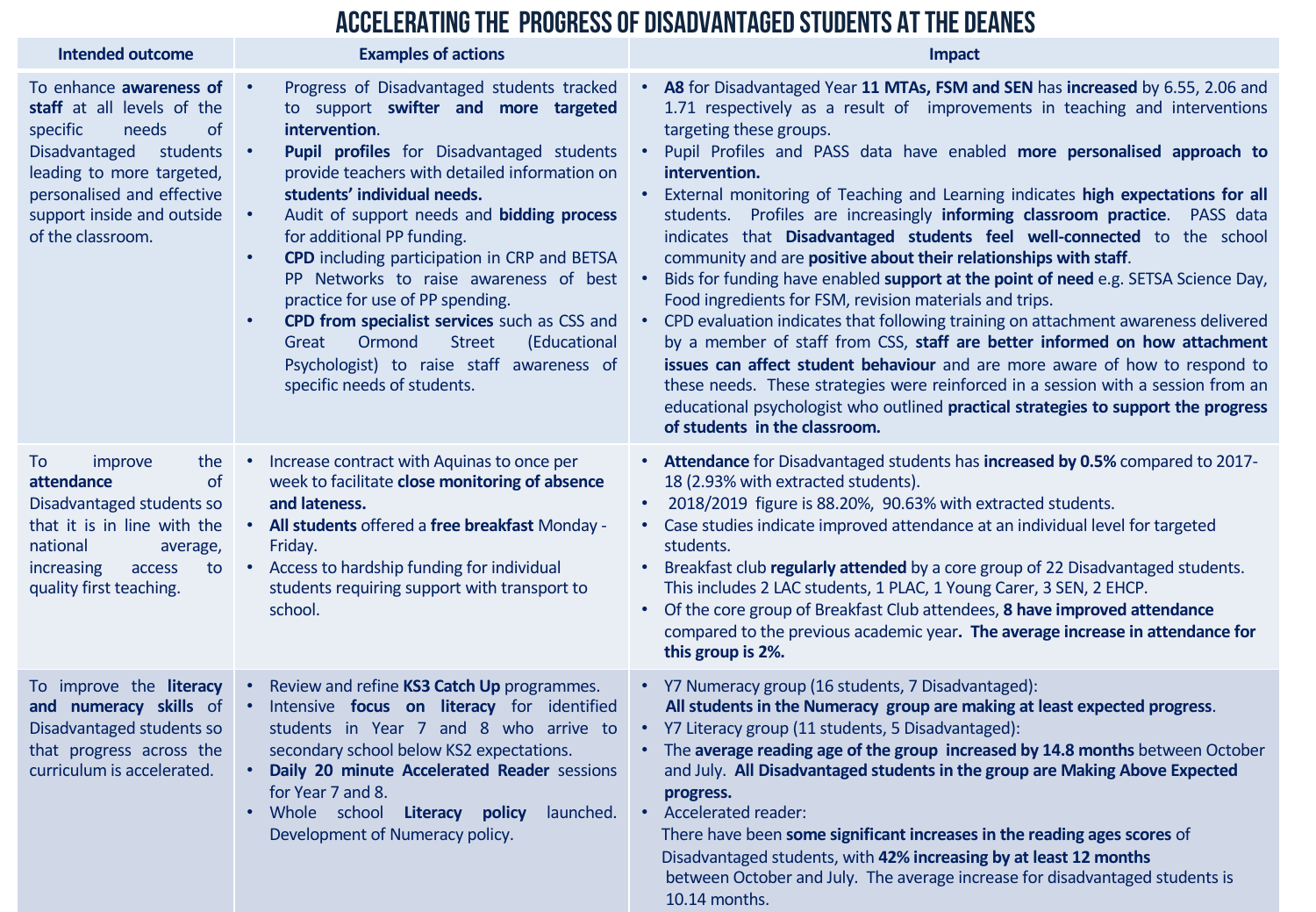# ACCELERATING THE PROGRESS OF DISADVANTAGED STUDENTS AT THE DEANES

| Intended outcome | Examples of actions | Impact |
|---|---|---|
| To enhance **awareness of staff** at all levels of the specific needs of Disadvantaged students leading to more targeted, personalised and effective support inside and outside of the classroom. | • Progress of Disadvantaged students tracked to support **swifter and more targeted intervention**.<br>• **Pupil profiles** for Disadvantaged students provide teachers with detailed information on **students' individual needs.**<br>• Audit of support needs and **bidding process** for additional PP funding.<br>• **CPD** including participation in CRP and BETSA PP Networks to raise awareness of best practice for use of PP spending.<br>• **CPD from specialist services** such as CSS and Great Ormond Street (Educational Psychologist) to raise staff awareness of specific needs of students. | • **A8** for Disadvantaged Year **11 MTAs, FSM and SEN** has **increased** by 6.55, 2.06 and 1.71 respectively as a result of improvements in teaching and interventions targeting these groups.<br>• Pupil Profiles and PASS data have enabled **more personalised approach to intervention.**<br>• External monitoring of Teaching and Learning indicates **high expectations for all** students. Profiles are increasingly **informing classroom practice**. PASS data indicates that **Disadvantaged students feel well-connected** to the school community and are **positive about their relationships with staff**.<br>• Bids for funding have enabled **support at the point of need** e.g. SETSA Science Day, Food ingredients for FSM, revision materials and trips.<br>• CPD evaluation indicates that following training on attachment awareness delivered by a member of staff from CSS, **staff are better informed on how attachment issues can affect student behaviour** and are more aware of how to respond to these needs. These strategies were reinforced in a session with a session from an educational psychologist who outlined **practical strategies to support the progress of students in the classroom.** |
| To improve the **attendance** of Disadvantaged students so that it is in line with the national average, increasing access to quality first teaching. | • Increase contract with Aquinas to once per week to facilitate **close monitoring of absence and lateness.**<br>• **All students** offered a **free breakfast** Monday - Friday.<br>• Access to hardship funding for individual students requiring support with transport to school. | • **Attendance** for Disadvantaged students has **increased by 0.5%** compared to 2017-18 (2.93% with extracted students).<br>• 2018/2019 figure is 88.20%, 90.63% with extracted students.<br>• Case studies indicate improved attendance at an individual level for targeted students.<br>• Breakfast club **regularly attended** by a core group of 22 Disadvantaged students. This includes 2 LAC students, 1 PLAC, 1 Young Carer, 3 SEN, 2 EHCP.<br>• Of the core group of Breakfast Club attendees, **8 have improved attendance** compared to the previous academic year**. The average increase in attendance for this group is 2%.** |
| To improve the **literacy and numeracy skills** of Disadvantaged students so that progress across the curriculum is accelerated. | • Review and refine **KS3 Catch Up** programmes.<br>• Intensive **focus on literacy** for identified students in Year 7 and 8 who arrive to secondary school below KS2 expectations.<br>• **Daily 20 minute Accelerated Reader** sessions for Year 7 and 8.<br>• Whole school **Literacy policy** launched. Development of Numeracy policy. | • Y7 Numeracy group (16 students, 7 Disadvantaged): **All students in the Numeracy group are making at least expected progress**.<br>• Y7 Literacy group (11 students, 5 Disadvantaged):<br>• The **average reading age of the group increased by 14.8 months** between October and July. **All Disadvantaged students in the group are Making Above Expected progress.**<br>• Accelerated reader: There have been **some significant increases in the reading ages scores** of Disadvantaged students, with **42% increasing by at least 12 months** between October and July. The average increase for disadvantaged students is 10.14 months. |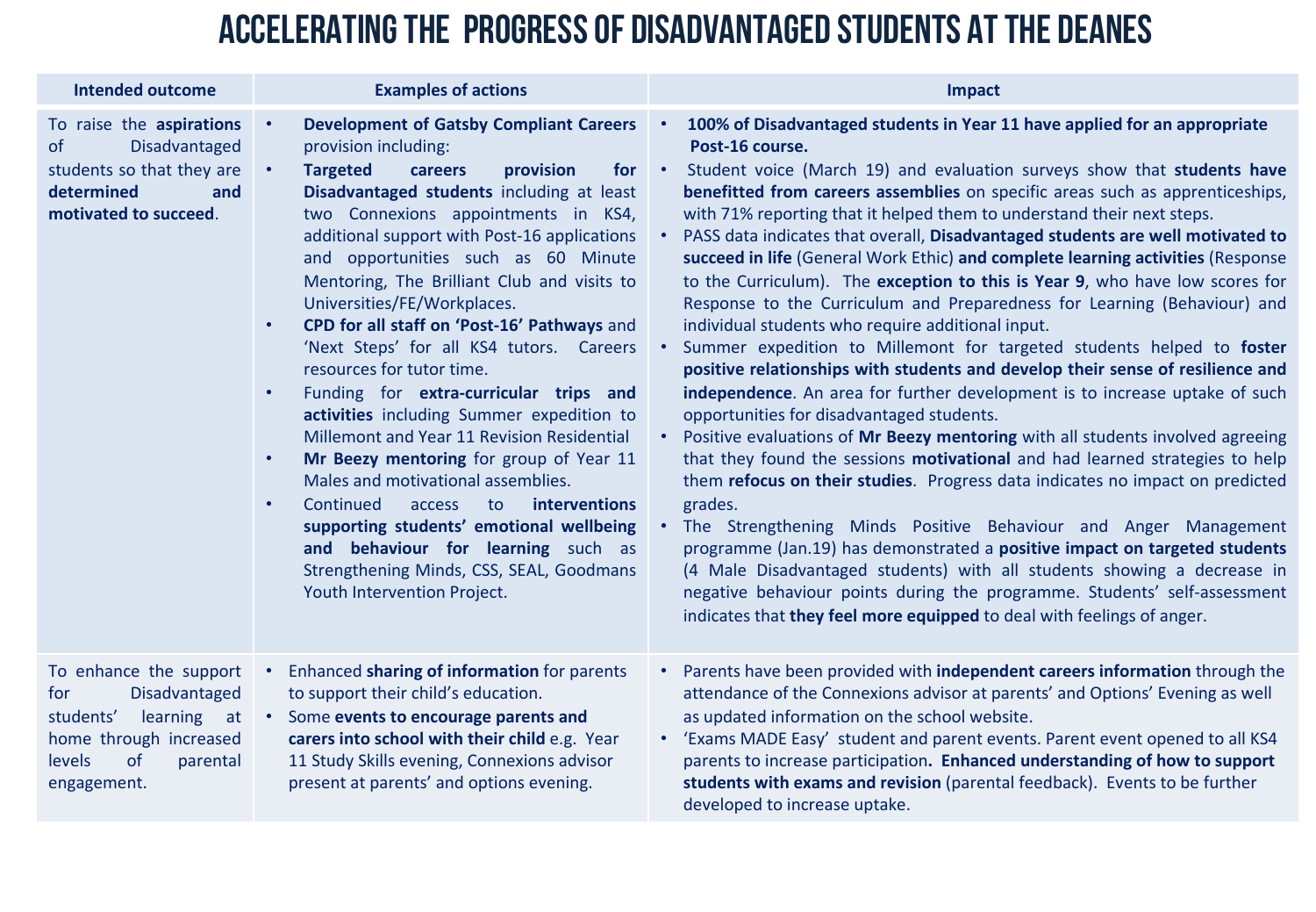# ACCELERATING THE PROGRESS OF DISADVANTAGED STUDENTS AT THE DEANES

| Intended outcome | Examples of actions | Impact |
|---|---|---|
| To raise the **aspirations** of Disadvantaged students so that they are **determined and motivated to succeed**. | • **Development of Gatsby Compliant Careers** provision including:<br>• **Targeted careers provision for Disadvantaged students** including at least two Connexions appointments in KS4, additional support with Post-16 applications and opportunities such as 60 Minute Mentoring, The Brilliant Club and visits to Universities/FE/Workplaces.<br>• **CPD for all staff on 'Post-16' Pathways** and 'Next Steps' for all KS4 tutors. Careers resources for tutor time.<br>• Funding for **extra-curricular trips and activities** including Summer expedition to Millemont and Year 11 Revision Residential<br>• **Mr Beezy mentoring** for group of Year 11 Males and motivational assemblies.<br>• Continued access to **interventions supporting students' emotional wellbeing and behaviour for learning** such as Strengthening Minds, CSS, SEAL, Goodmans Youth Intervention Project. | • **100% of Disadvantaged students in Year 11 have applied for an appropriate Post-16 course.**<br>• Student voice (March 19) and evaluation surveys show that **students have benefitted from careers assemblies** on specific areas such as apprenticeships, with 71% reporting that it helped them to understand their next steps.<br>• PASS data indicates that overall, **Disadvantaged students are well motivated to succeed in life** (General Work Ethic) **and complete learning activities** (Response to the Curriculum). The **exception to this is Year 9**, who have low scores for Response to the Curriculum and Preparedness for Learning (Behaviour) and individual students who require additional input.<br>• Summer expedition to Millemont for targeted students helped to **foster positive relationships with students and develop their sense of resilience and independence**. An area for further development is to increase uptake of such opportunities for disadvantaged students.<br>• Positive evaluations of **Mr Beezy mentoring** with all students involved agreeing that they found the sessions **motivational** and had learned strategies to help them **refocus on their studies**. Progress data indicates no impact on predicted grades.<br>• The Strengthening Minds Positive Behaviour and Anger Management programme (Jan.19) has demonstrated a **positive impact on targeted students** (4 Male Disadvantaged students) with all students showing a decrease in negative behaviour points during the programme. Students' self-assessment indicates that **they feel more equipped** to deal with feelings of anger. |
| To enhance the support for Disadvantaged students' learning at home through increased levels of parental engagement. | • Enhanced **sharing of information** for parents to support their child's education.<br>• Some **events to encourage parents and carers into school with their child** e.g. Year 11 Study Skills evening, Connexions advisor present at parents' and options evening. | • Parents have been provided with **independent careers information** through the attendance of the Connexions advisor at parents' and Options' Evening as well as updated information on the school website.<br>• 'Exams MADE Easy' student and parent events. Parent event opened to all KS4 parents to increase participation**. Enhanced understanding of how to support students with exams and revision** (parental feedback). Events to be further developed to increase uptake. |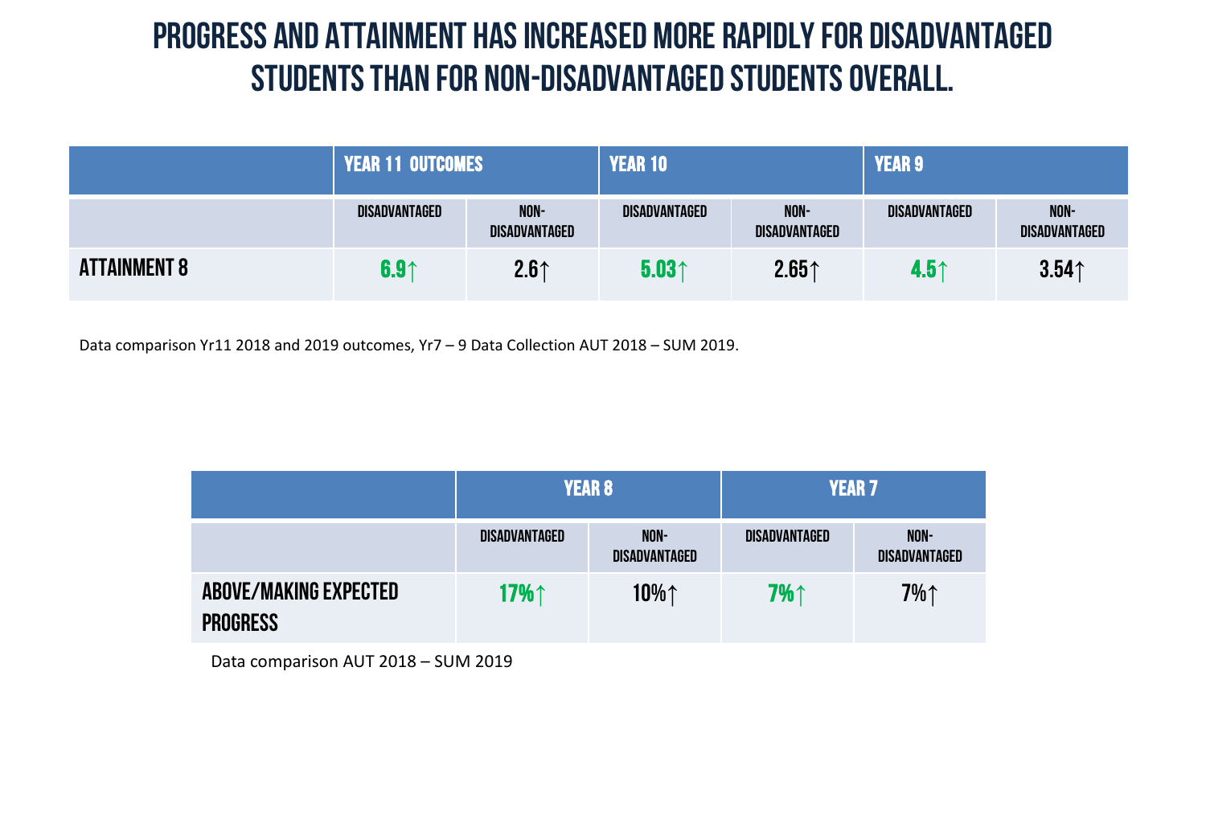# PROGRESS AND ATTAINMENT HAS INCREASED MORE RAPIDLY FOR DISADVANTAGED STUDENTS THAN FOR NON-DISADVANTAGED STUDENTS OVERALL.

| | YEAR 11 OUTCOMES | | YEAR 10 | | YEAR 9 | |
|---|---|---|---|---|---|---|
| | DISADVANTAGED | NON-DISADVANTAGED | DISADVANTAGED | NON-DISADVANTAGED | DISADVANTAGED | NON-DISADVANTAGED |
| ATTAINMENT 8 | 6.9↑ | 2.6↑ | 5.03↑ | 2.65↑ | 4.5↑ | 3.54↑ |

Data comparison Yr11 2018 and 2019 outcomes, Yr7 – 9 Data Collection AUT 2018 – SUM 2019.

| | YEAR 8 | | YEAR 7 | |
|---|---|---|---|---|
| | DISADVANTAGED | NON-DISADVANTAGED | DISADVANTAGED | NON-DISADVANTAGED |
| ABOVE/MAKING EXPECTED PROGRESS | 17%↑ | 10%↑ | 7%↑ | 7%↑ |

Data comparison AUT 2018 – SUM 2019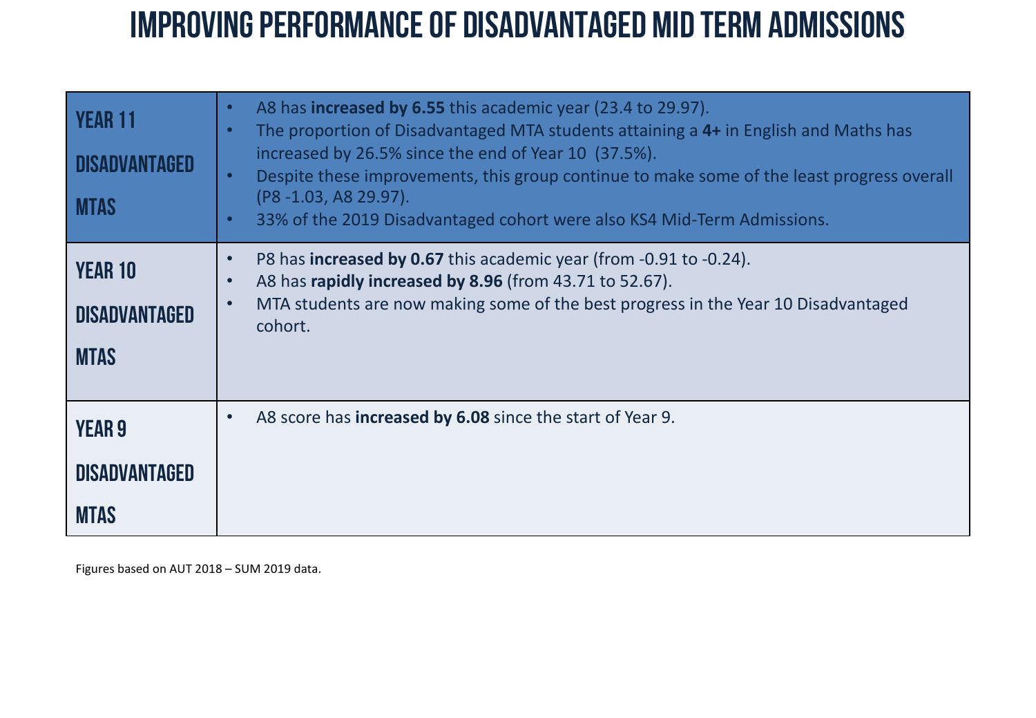# IMPROVING PERFORMANCE OF DISADVANTAGED MID TERM ADMISSIONS

| | |
|---|---|
| **YEAR 11 DISADVANTAGED MTAS** | • A8 has **increased by 6.55** this academic year (23.4 to 29.97).<br>• The proportion of Disadvantaged MTA students attaining a **4+** in English and Maths has increased by 26.5% since the end of Year 10 (37.5%).<br>• Despite these improvements, this group continue to make some of the least progress overall (P8 -1.03, A8 29.97).<br>• 33% of the 2019 Disadvantaged cohort were also KS4 Mid-Term Admissions. |
| **YEAR 10 DISADVANTAGED MTAS** | • P8 has **increased by 0.67** this academic year (from -0.91 to -0.24).<br>• A8 has **rapidly increased by 8.96** (from 43.71 to 52.67).<br>• MTA students are now making some of the best progress in the Year 10 Disadvantaged cohort. |
| **YEAR 9 DISADVANTAGED MTAS** | • A8 score has **increased by 6.08** since the start of Year 9. |

Figures based on AUT 2018 – SUM 2019 data.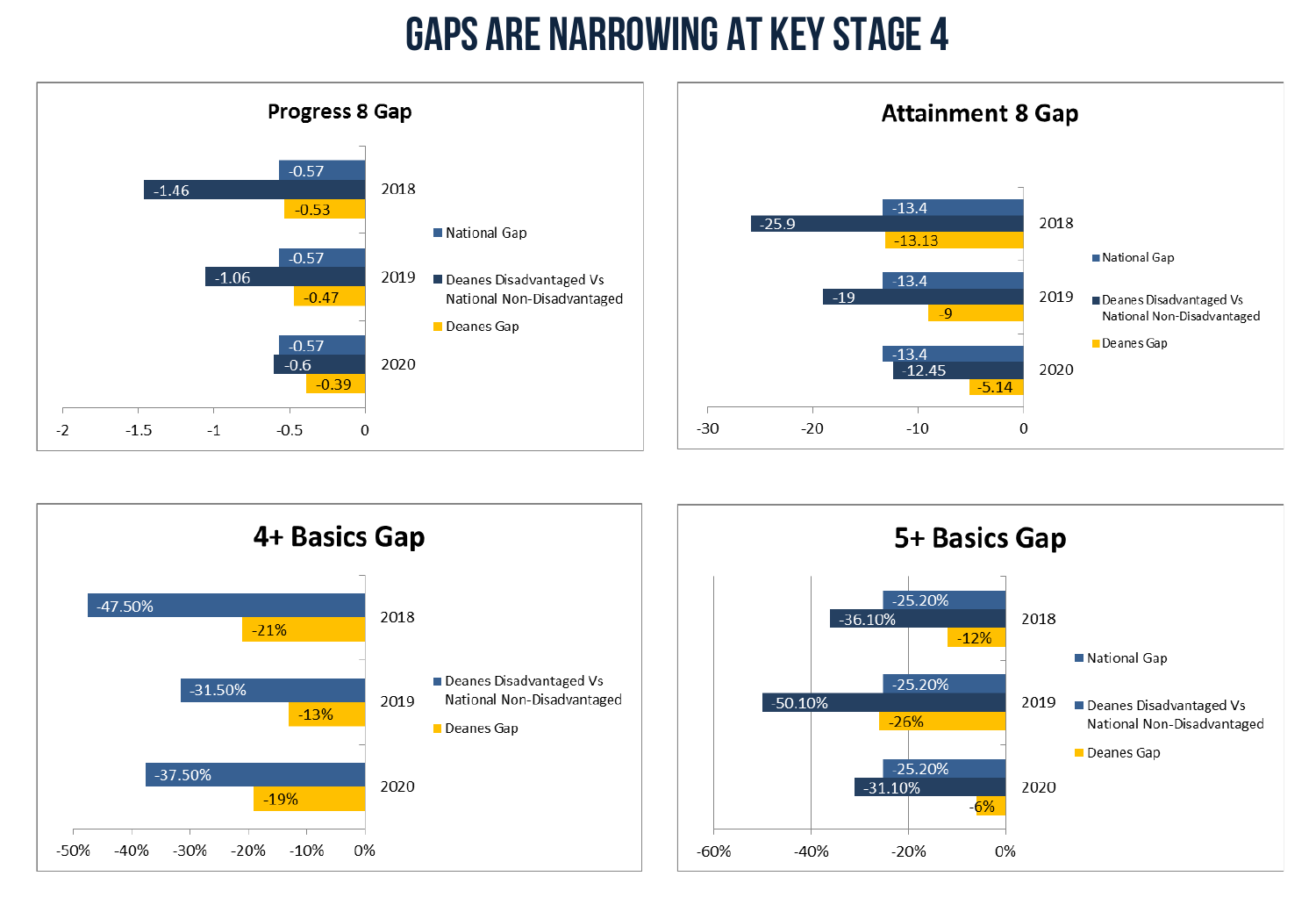# GAPS ARE NARROWING AT KEY STAGE 4

## Progress 8 Gap

| Year | National Gap | Deanes Disadvantaged Vs National Non-Disadvantaged | Deanes Gap |
| --- | --- | --- | --- |
| 2018 | -0.57 | -1.46 | -0.53 |
| 2019 | -0.57 | -1.06 | -0.47 |
| 2020 | -0.57 | -0.6 | -0.39 |

## Attainment 8 Gap

| Year | National Gap | Deanes Disadvantaged Vs National Non-Disadvantaged | Deanes Gap |
| --- | --- | --- | --- |
| 2018 | -13.4 | -25.9 | -13.13 |
| 2019 | -13.4 | -19 | -9 |
| 2020 | -13.4 | -12.45 | -5.14 |

## 4+ Basics Gap

| Year | Deanes Disadvantaged Vs National Non-Disadvantaged | Deanes Gap |
| --- | --- | --- |
| 2018 | -47.50% | -21% |
| 2019 | -31.50% | -13% |
| 2020 | -37.50% | -19% |

## 5+ Basics Gap

| Year | National Gap | Deanes Disadvantaged Vs National Non-Disadvantaged | Deanes Gap |
| --- | --- | --- | --- |
| 2018 | -25.20% | -36.10% | -12% |
| 2019 | -25.20% | -50.10% | -26% |
| 2020 | -25.20% | -31.10% | -6% |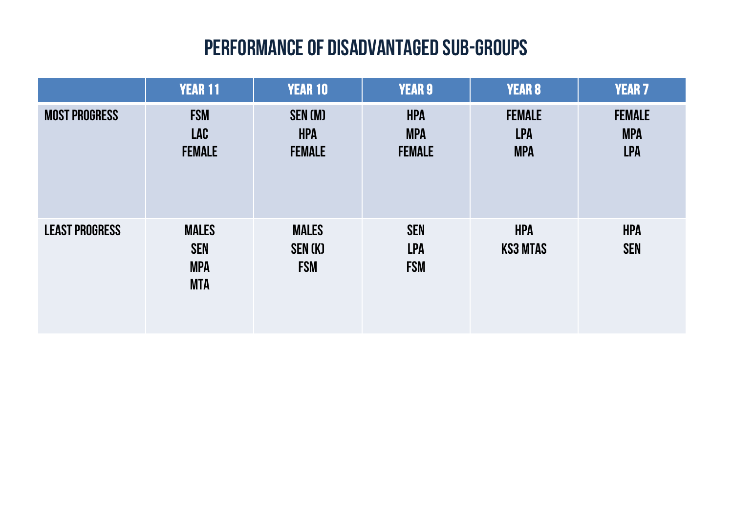# PERFORMANCE OF DISADVANTAGED SUB-GROUPS

| | YEAR 11 | YEAR 10 | YEAR 9 | YEAR 8 | YEAR 7 |
|---|---|---|---|---|---|
| MOST PROGRESS | FSM<br>LAC<br>FEMALE | SEN (M)<br>HPA<br>FEMALE | HPA<br>MPA<br>FEMALE | FEMALE<br>LPA<br>MPA | FEMALE<br>MPA<br>LPA |
| LEAST PROGRESS | MALES<br>SEN<br>MPA<br>MTA | MALES<br>SEN (K)<br>FSM | SEN<br>LPA<br>FSM | HPA<br>KS3 MTAS | HPA<br>SEN |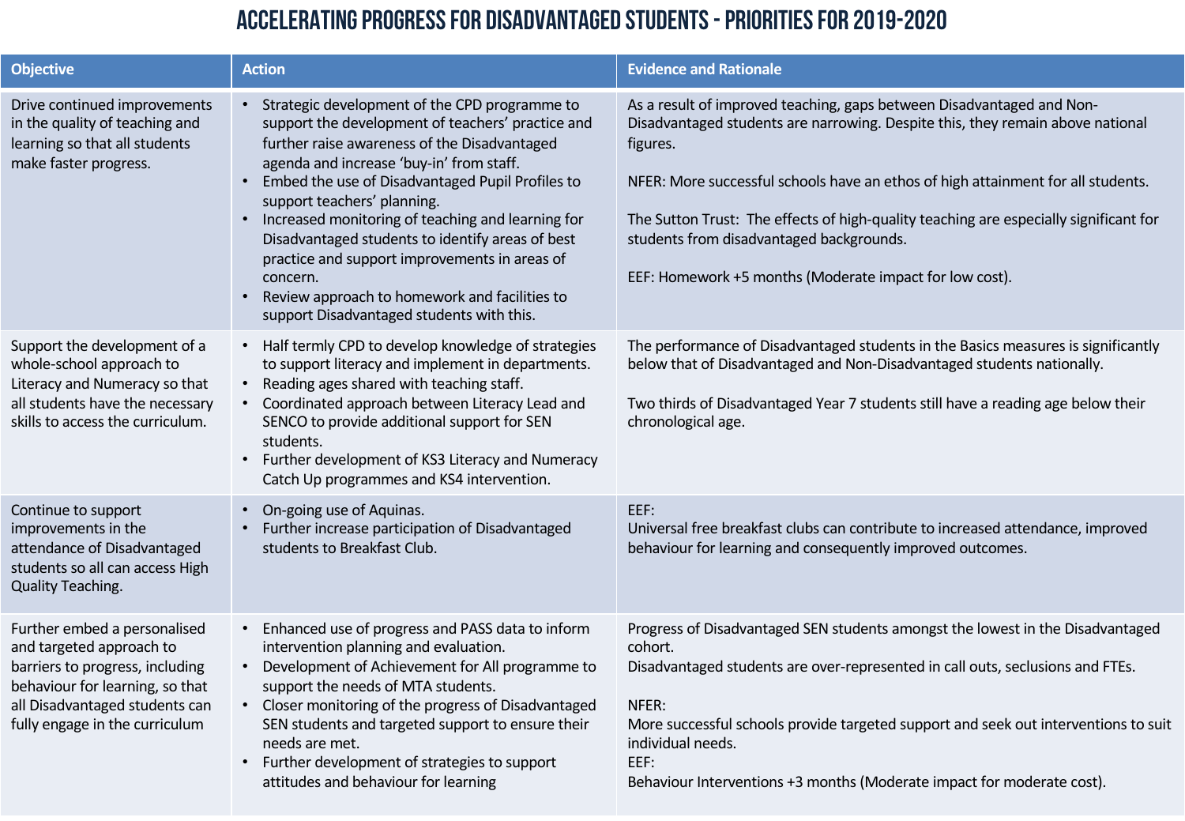# ACCELERATING PROGRESS FOR DISADVANTAGED STUDENTS - PRIORITIES FOR 2019-2020

| Objective | Action | Evidence and Rationale |
|---|---|---|
| Drive continued improvements in the quality of teaching and learning so that all students make faster progress. | • Strategic development of the CPD programme to support the development of teachers' practice and further raise awareness of the Disadvantaged agenda and increase 'buy-in' from staff.<br>• Embed the use of Disadvantaged Pupil Profiles to support teachers' planning.<br>• Increased monitoring of teaching and learning for Disadvantaged students to identify areas of best practice and support improvements in areas of concern.<br>• Review approach to homework and facilities to support Disadvantaged students with this. | As a result of improved teaching, gaps between Disadvantaged and Non-Disadvantaged students are narrowing. Despite this, they remain above national figures.<br><br>NFER: More successful schools have an ethos of high attainment for all students.<br><br>The Sutton Trust: The effects of high-quality teaching are especially significant for students from disadvantaged backgrounds.<br><br>EEF: Homework +5 months (Moderate impact for low cost). |
| Support the development of a whole-school approach to Literacy and Numeracy so that all students have the necessary skills to access the curriculum. | • Half termly CPD to develop knowledge of strategies to support literacy and implement in departments.<br>• Reading ages shared with teaching staff.<br>• Coordinated approach between Literacy Lead and SENCO to provide additional support for SEN students.<br>• Further development of KS3 Literacy and Numeracy Catch Up programmes and KS4 intervention. | The performance of Disadvantaged students in the Basics measures is significantly below that of Disadvantaged and Non-Disadvantaged students nationally.<br><br>Two thirds of Disadvantaged Year 7 students still have a reading age below their chronological age. |
| Continue to support improvements in the attendance of Disadvantaged students so all can access High Quality Teaching. | • On-going use of Aquinas.<br>• Further increase participation of Disadvantaged students to Breakfast Club. | EEF:<br>Universal free breakfast clubs can contribute to increased attendance, improved behaviour for learning and consequently improved outcomes. |
| Further embed a personalised and targeted approach to barriers to progress, including behaviour for learning, so that all Disadvantaged students can fully engage in the curriculum | • Enhanced use of progress and PASS data to inform intervention planning and evaluation.<br>• Development of Achievement for All programme to support the needs of MTA students.<br>• Closer monitoring of the progress of Disadvantaged SEN students and targeted support to ensure their needs are met.<br>• Further development of strategies to support attitudes and behaviour for learning | Progress of Disadvantaged SEN students amongst the lowest in the Disadvantaged cohort.<br>Disadvantaged students are over-represented in call outs, seclusions and FTEs.<br><br>NFER:<br>More successful schools provide targeted support and seek out interventions to suit individual needs.<br>EEF:<br>Behaviour Interventions +3 months (Moderate impact for moderate cost). |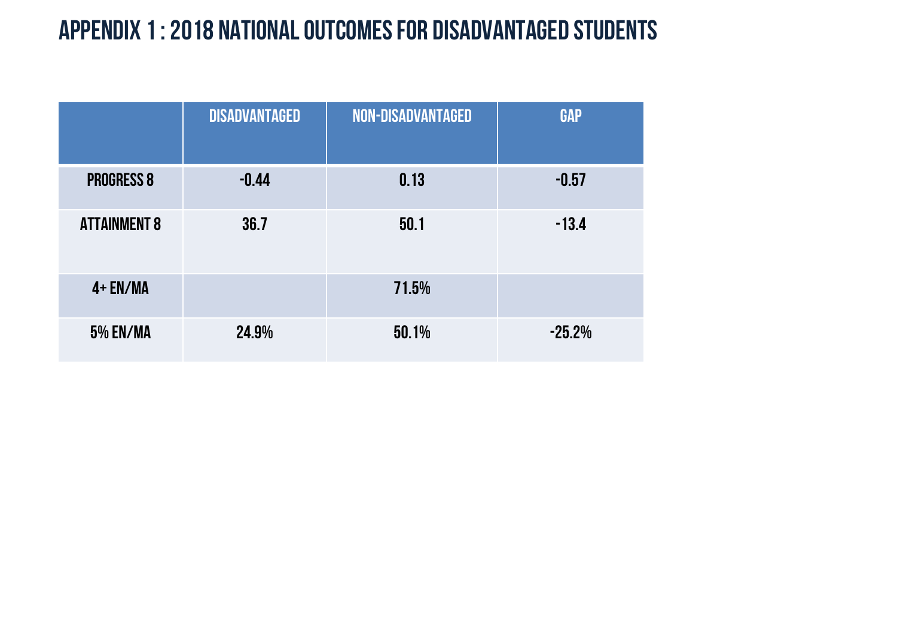# APPENDIX 1 : 2018 NATIONAL OUTCOMES FOR DISADVANTAGED STUDENTS

| | DISADVANTAGED | NON-DISADVANTAGED | GAP |
|---|---|---|---|
| PROGRESS 8 | -0.44 | 0.13 | -0.57 |
| ATTAINMENT 8 | 36.7 | 50.1 | -13.4 |
| 4+ EN/MA | | 71.5% | |
| 5% EN/MA | 24.9% | 50.1% | -25.2% |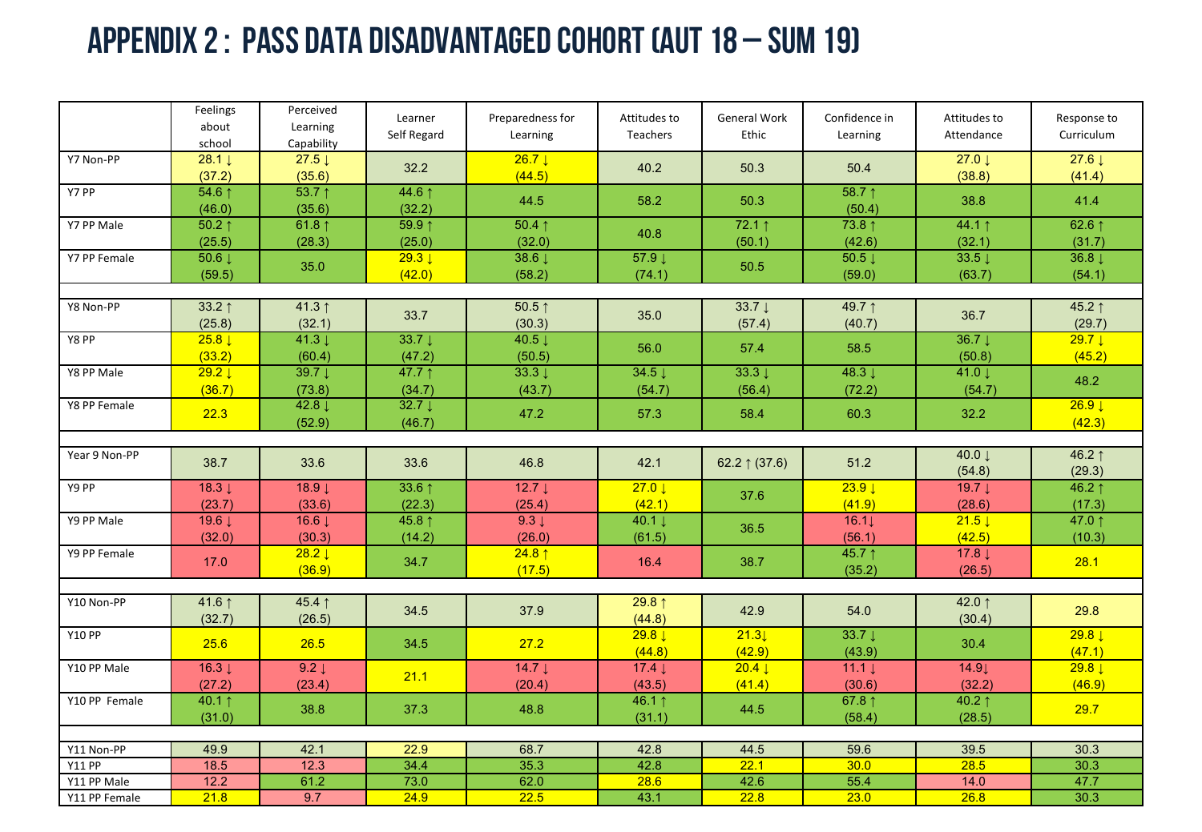# APPENDIX 2 : PASS DATA DISADVANTAGED COHORT (AUT 18 – SUM 19)

| | Feelings about school | Perceived Learning Capability | Learner Self Regard | Preparedness for Learning | Attitudes to Teachers | General Work Ethic | Confidence in Learning | Attitudes to Attendance | Response to Curriculum |
|---|---|---|---|---|---|---|---|---|---|
| Y7 Non-PP | 28.1 ↓ (37.2) | 27.5 ↓ (35.6) | 32.2 | 26.7 ↓ (44.5) | 40.2 | 50.3 | 50.4 | 27.0 ↓ (38.8) | 27.6 ↓ (41.4) |
| Y7 PP | 54.6 ↑ (46.0) | 53.7 ↑ (35.6) | 44.6 ↑ (32.2) | 44.5 | 58.2 | 50.3 | 58.7 ↑ (50.4) | 38.8 | 41.4 |
| Y7 PP Male | 50.2 ↑ (25.5) | 61.8 ↑ (28.3) | 59.9 ↑ (25.0) | 50.4 ↑ (32.0) | 40.8 | 72.1 ↑ (50.1) | 73.8 ↑ (42.6) | 44.1 ↑ (32.1) | 62.6 ↑ (31.7) |
| Y7 PP Female | 50.6 ↓ (59.5) | 35.0 | 29.3 ↓ (42.0) | 38.6 ↓ (58.2) | 57.9 ↓ (74.1) | 50.5 | 50.5 ↓ (59.0) | 33.5 ↓ (63.7) | 36.8 ↓ (54.1) |
| | | | | | | | | | |
| Y8 Non-PP | 33.2 ↑ (25.8) | 41.3 ↑ (32.1) | 33.7 | 50.5 ↑ (30.3) | 35.0 | 33.7 ↓ (57.4) | 49.7 ↑ (40.7) | 36.7 | 45.2 ↑ (29.7) |
| Y8 PP | 25.8 ↓ (33.2) | 41.3 ↓ (60.4) | 33.7 ↓ (47.2) | 40.5 ↓ (50.5) | 56.0 | 57.4 | 58.5 | 36.7 ↓ (50.8) | 29.7 ↓ (45.2) |
| Y8 PP Male | 29.2 ↓ (36.7) | 39.7 ↓ (73.8) | 47.7 ↑ (34.7) | 33.3 ↓ (43.7) | 34.5 ↓ (54.7) | 33.3 ↓ (56.4) | 48.3 ↓ (72.2) | 41.0 ↓ (54.7) | 48.2 |
| Y8 PP Female | 22.3 | 42.8 ↓ (52.9) | 32.7 ↓ (46.7) | 47.2 | 57.3 | 58.4 | 60.3 | 32.2 | 26.9 ↓ (42.3) |
| | | | | | | | | | |
| Year 9 Non-PP | 38.7 | 33.6 | 33.6 | 46.8 | 42.1 | 62.2 ↑ (37.6) | 51.2 | 40.0 ↓ (54.8) | 46.2 ↑ (29.3) |
| Y9 PP | 18.3 ↓ (23.7) | 18.9 ↓ (33.6) | 33.6 ↑ (22.3) | 12.7 ↓ (25.4) | 27.0 ↓ (42.1) | 37.6 | 23.9 ↓ (41.9) | 19.7 ↓ (28.6) | 46.2 ↑ (17.3) |
| Y9 PP Male | 19.6 ↓ (32.0) | 16.6 ↓ (30.3) | 45.8 ↑ (14.2) | 9.3 ↓ (26.0) | 40.1 ↓ (61.5) | 36.5 | 16.1↓ (56.1) | 21.5 ↓ (42.5) | 47.0 ↑ (10.3) |
| Y9 PP Female | 17.0 | 28.2 ↓ (36.9) | 34.7 | 24.8 ↑ (17.5) | 16.4 | 38.7 | 45.7 ↑ (35.2) | 17.8 ↓ (26.5) | 28.1 |
| | | | | | | | | | |
| Y10 Non-PP | 41.6 ↑ (32.7) | 45.4 ↑ (26.5) | 34.5 | 37.9 | 29.8 ↑ (44.8) | 42.9 | 54.0 | 42.0 ↑ (30.4) | 29.8 |
| Y10 PP | 25.6 | 26.5 | 34.5 | 27.2 | 29.8 ↓ (44.8) | 21.3↓ (42.9) | 33.7 ↓ (43.9) | 30.4 | 29.8 ↓ (47.1) |
| Y10 PP Male | 16.3 ↓ (27.2) | 9.2 ↓ (23.4) | 21.1 | 14.7 ↓ (20.4) | 17.4 ↓ (43.5) | 20.4 ↓ (41.4) | 11.1 ↓ (30.6) | 14.9↓ (32.2) | 29.8 ↓ (46.9) |
| Y10 PP Female | 40.1 ↑ (31.0) | 38.8 | 37.3 | 48.8 | 46.1 ↑ (31.1) | 44.5 | 67.8 ↑ (58.4) | 40.2 ↑ (28.5) | 29.7 |
| | | | | | | | | | |
| Y11 Non-PP | 49.9 | 42.1 | 22.9 | 68.7 | 42.8 | 44.5 | 59.6 | 39.5 | 30.3 |
| Y11 PP | 18.5 | 12.3 | 34.4 | 35.3 | 42.8 | 22.1 | 30.0 | 28.5 | 30.3 |
| Y11 PP Male | 12.2 | 61.2 | 73.0 | 62.0 | 28.6 | 42.6 | 55.4 | 14.0 | 47.7 |
| Y11 PP Female | 21.8 | 9.7 | 24.9 | 22.5 | 43.1 | 22.8 | 23.0 | 26.8 | 30.3 |